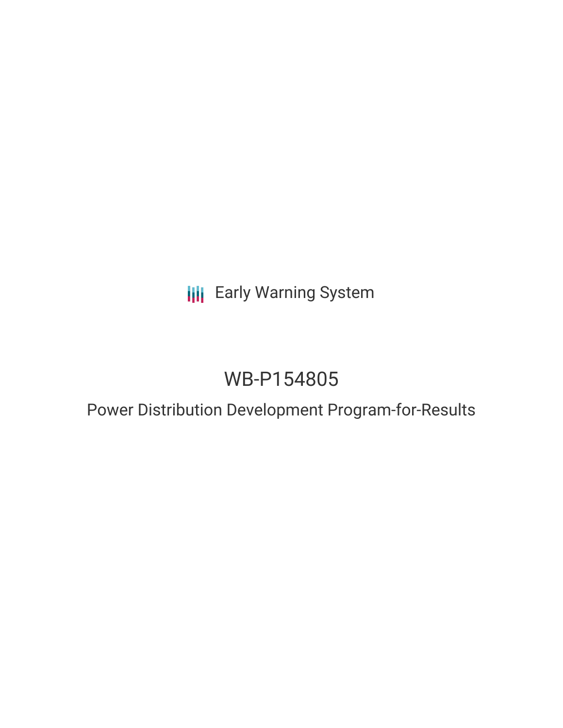Early Warning System

# WB-P154805

## Power Distribution Development Program-for-Results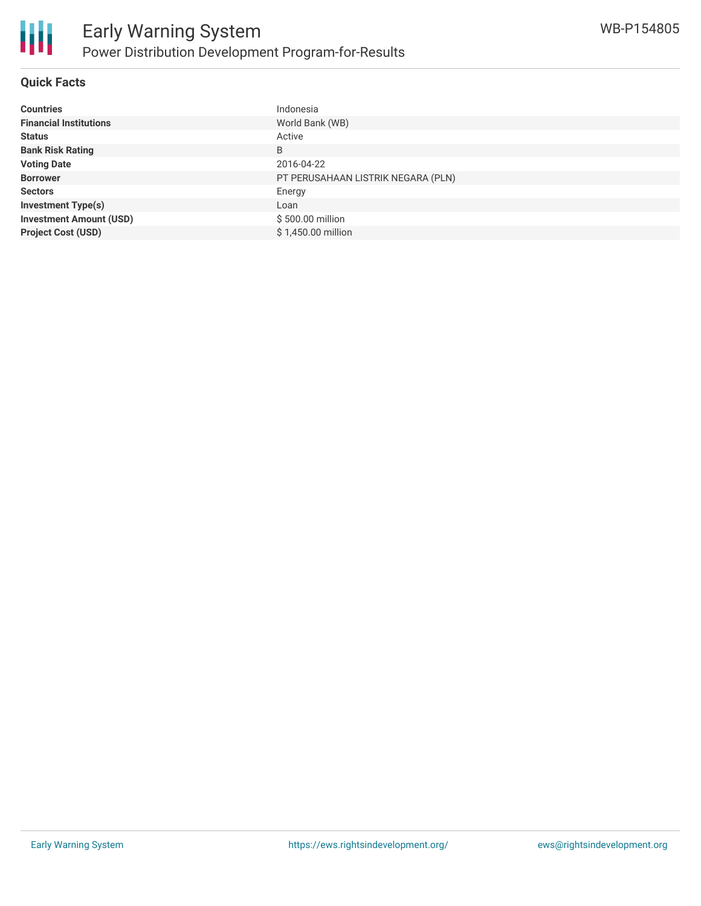## Quick Facts

| | |
|---|---|
| **Countries** | Indonesia |
| **Financial Institutions** | World Bank (WB) |
| **Status** | Active |
| **Bank Risk Rating** | B |
| **Voting Date** | 2016-04-22 |
| **Borrower** | PT PERUSAHAAN LISTRIK NEGARA (PLN) |
| **Sectors** | Energy |
| **Investment Type(s)** | Loan |
| **Investment Amount (USD)** | $ 500.00 million |
| **Project Cost (USD)** | $ 1,450.00 million |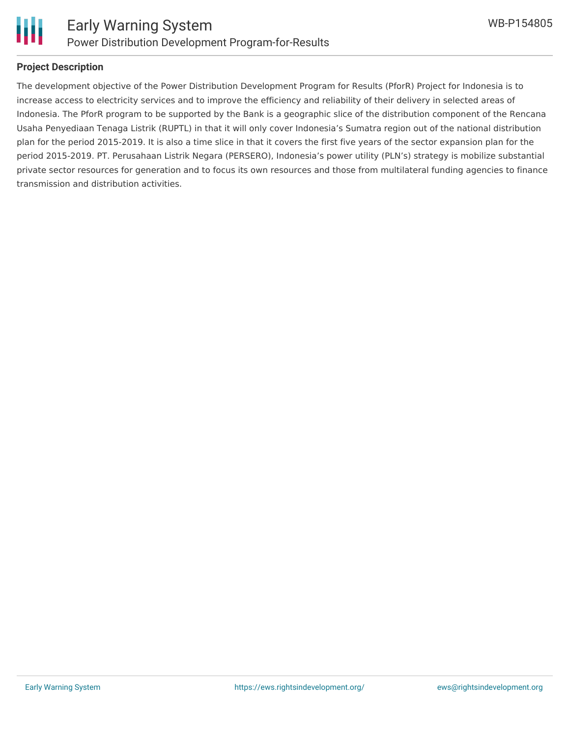## Project Description

The development objective of the Power Distribution Development Program for Results (PforR) Project for Indonesia is to increase access to electricity services and to improve the efficiency and reliability of their delivery in selected areas of Indonesia. The PforR program to be supported by the Bank is a geographic slice of the distribution component of the Rencana Usaha Penyediaan Tenaga Listrik (RUPTL) in that it will only cover Indonesia's Sumatra region out of the national distribution plan for the period 2015-2019. It is also a time slice in that it covers the first five years of the sector expansion plan for the period 2015-2019. PT. Perusahaan Listrik Negara (PERSERO), Indonesia's power utility (PLN's) strategy is mobilize substantial private sector resources for generation and to focus its own resources and those from multilateral funding agencies to finance transmission and distribution activities.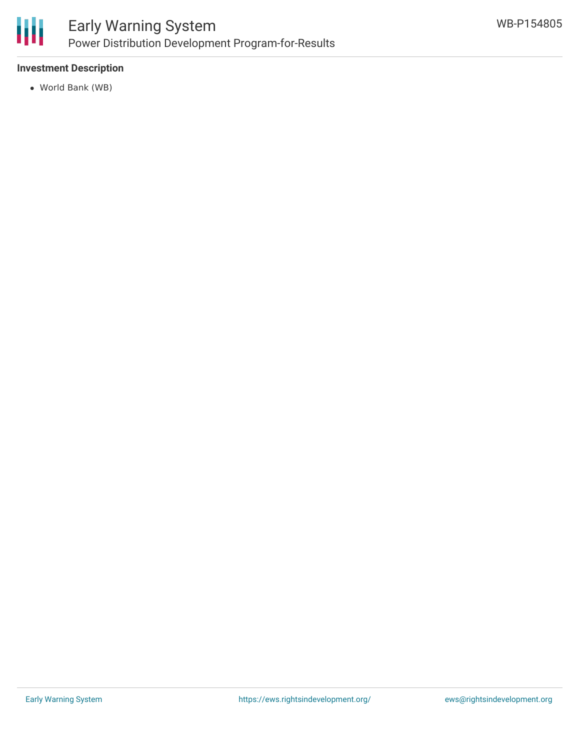### Investment Description

- World Bank (WB)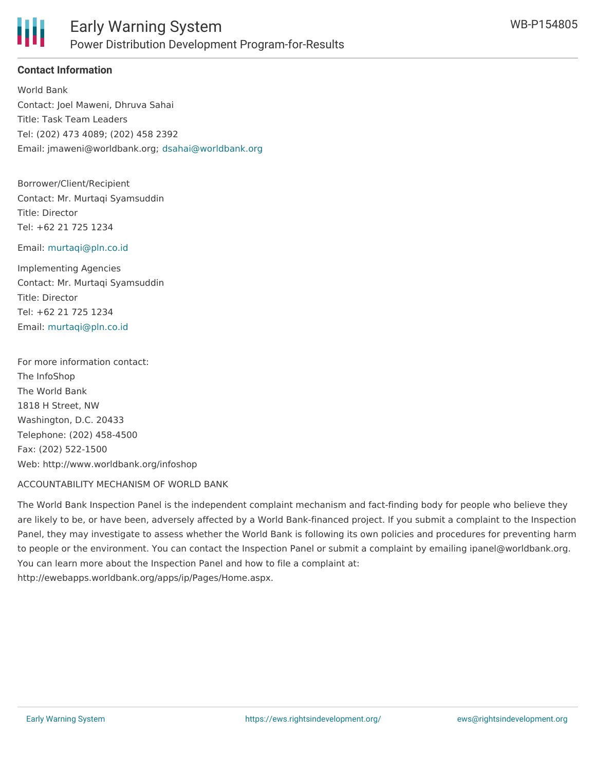## Contact Information

World Bank
Contact: Joel Maweni, Dhruva Sahai
Title: Task Team Leaders
Tel: (202) 473 4089; (202) 458 2392
Email: jmaweni@worldbank.org; dsahai@worldbank.org

Borrower/Client/Recipient
Contact: Mr. Murtaqi Syamsuddin
Title: Director
Tel: +62 21 725 1234

Email: murtaqi@pln.co.id

Implementing Agencies
Contact: Mr. Murtaqi Syamsuddin
Title: Director
Tel: +62 21 725 1234
Email: murtaqi@pln.co.id

For more information contact:
The InfoShop
The World Bank
1818 H Street, NW
Washington, D.C. 20433
Telephone: (202) 458-4500
Fax: (202) 522-1500
Web: http://www.worldbank.org/infoshop

ACCOUNTABILITY MECHANISM OF WORLD BANK

The World Bank Inspection Panel is the independent complaint mechanism and fact-finding body for people who believe they are likely to be, or have been, adversely affected by a World Bank-financed project. If you submit a complaint to the Inspection Panel, they may investigate to assess whether the World Bank is following its own policies and procedures for preventing harm to people or the environment. You can contact the Inspection Panel or submit a complaint by emailing ipanel@worldbank.org. You can learn more about the Inspection Panel and how to file a complaint at: http://ewebapps.worldbank.org/apps/ip/Pages/Home.aspx.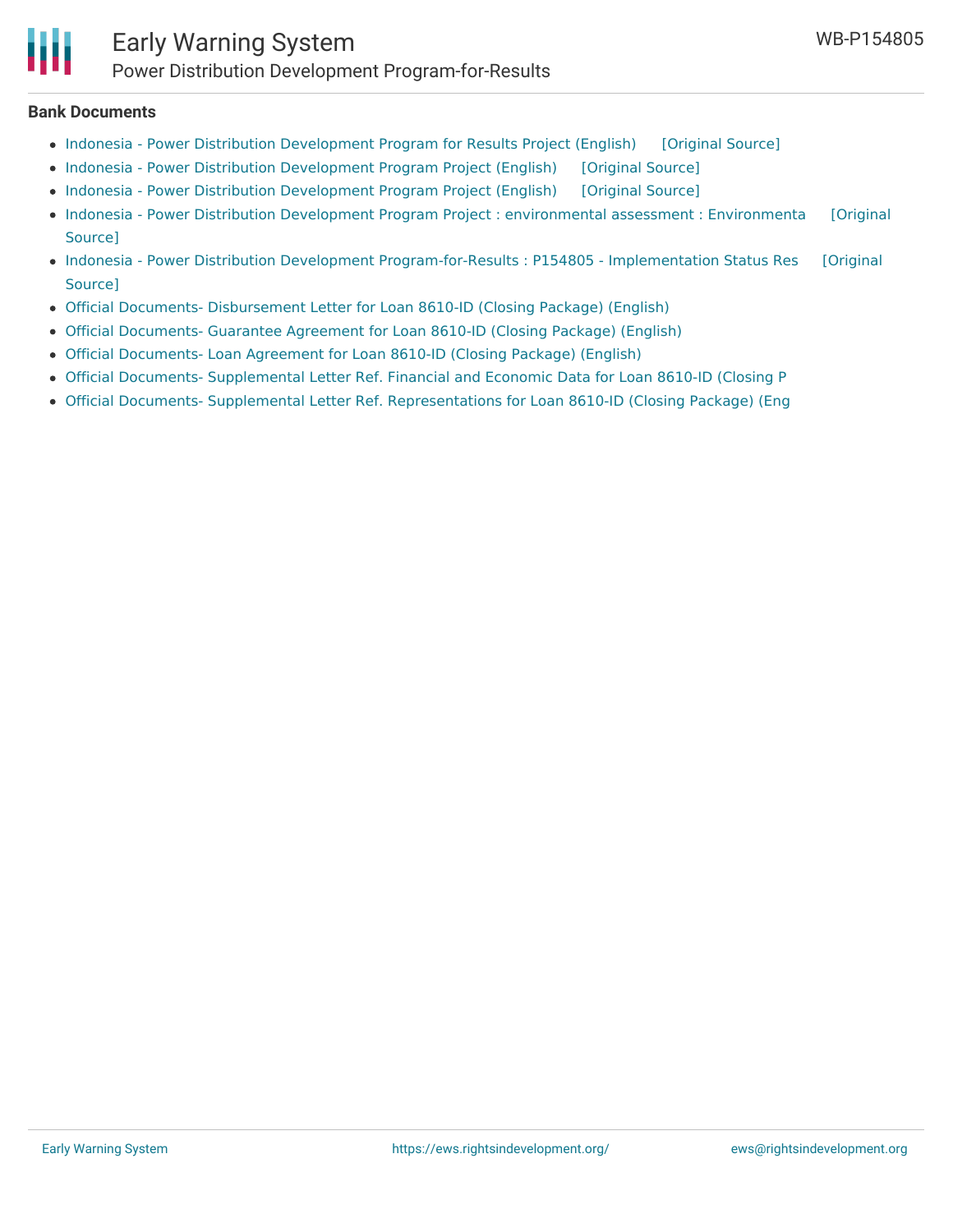**Bank Documents**

- Indonesia - Power Distribution Development Program for Results Project (English) [Original Source]
- Indonesia - Power Distribution Development Program Project (English) [Original Source]
- Indonesia - Power Distribution Development Program Project (English) [Original Source]
- Indonesia - Power Distribution Development Program Project : environmental assessment : Environmenta [Original Source]
- Indonesia - Power Distribution Development Program-for-Results : P154805 - Implementation Status Res [Original Source]
- Official Documents- Disbursement Letter for Loan 8610-ID (Closing Package) (English)
- Official Documents- Guarantee Agreement for Loan 8610-ID (Closing Package) (English)
- Official Documents- Loan Agreement for Loan 8610-ID (Closing Package) (English)
- Official Documents- Supplemental Letter Ref. Financial and Economic Data for Loan 8610-ID (Closing P
- Official Documents- Supplemental Letter Ref. Representations for Loan 8610-ID (Closing Package) (Eng